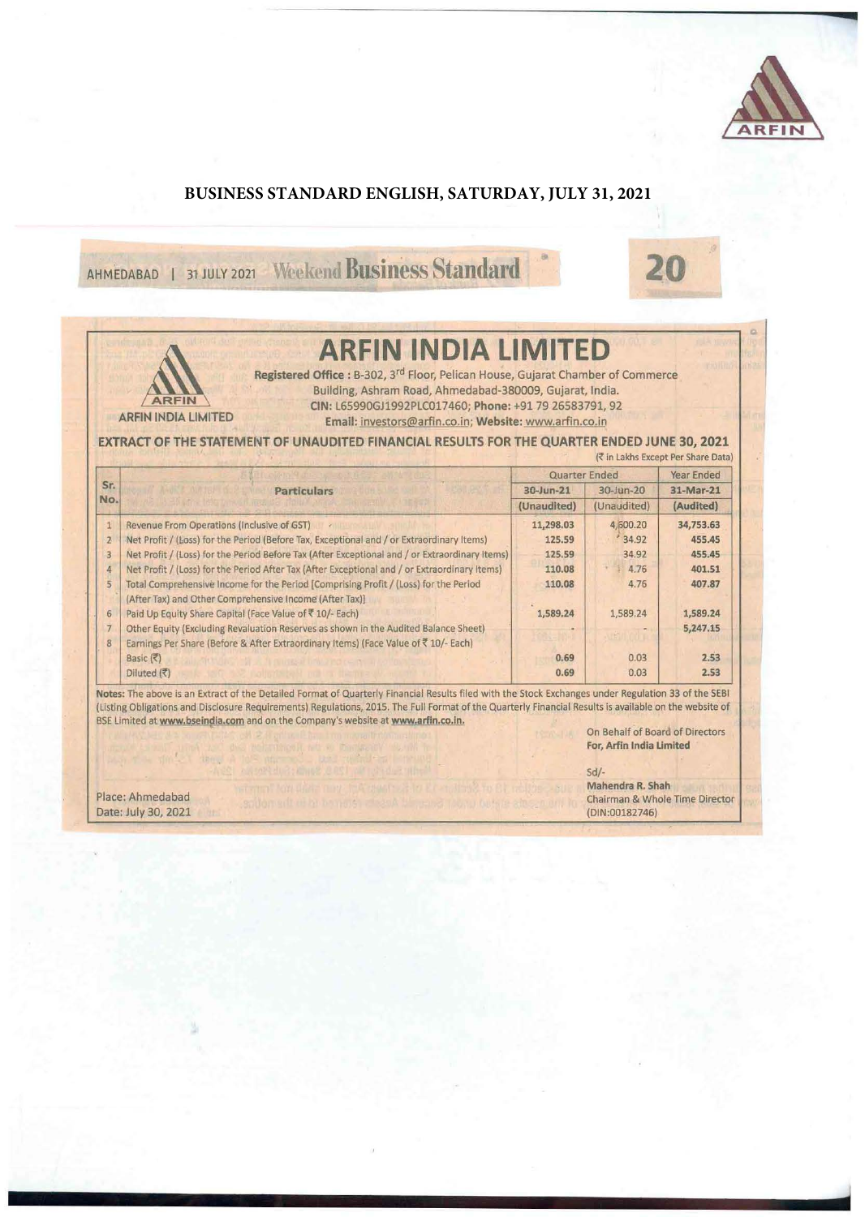**BUSINESS STANDARD ENGLISH, SATURDAY, JULY 31, 2021**

AHMEDABAD | 31 JULY 2021 Weekend Business Standard

# ARFIN INDIA LIMITED

ARFIN INDIA LIMITED

**Registered Office :** B-302, 3rd Floor, Pelican House, Gujarat Chamber of Commerce Building, Ashram Road, Ahmedabad-380009, Gujarat, India.
**CIN:** L65990GJ1992PLC017460; **Phone:** +91 79 26583791, 92
**Email:** investors@arfin.co.in; **Website:** www.arfin.co.in

**EXTRACT OF THE STATEMENT OF UNAUDITED FINANCIAL RESULTS FOR THE QUARTER ENDED JUNE 30, 2021**

(₹ in Lakhs Except Per Share Data)

| Sr. No. | Particulars | Quarter Ended | | Year Ended |
|---|---|---|---|---|
| | | 30-Jun-21 | 30-Jun-20 | 31-Mar-21 |
| | | (Unaudited) | (Unaudited) | (Audited) |
| 1 | Revenue From Operations (Inclusive of GST) | 11,298.03 | 4,600.20 | 34,753.63 |
| 2 | Net Profit / (Loss) for the Period (Before Tax, Exceptional and / or Extraordinary Items) | 125.59 | 34.92 | 455.45 |
| 3 | Net Profit / (Loss) for the Period Before Tax (After Exceptional and / or Extraordinary Items) | 125.59 | 34.92 | 455.45 |
| 4 | Net Profit / (Loss) for the Period After Tax (After Exceptional and / or Extraordinary Items) | 110.08 | 4.76 | 401.51 |
| 5 | Total Comprehensive Income for the Period [Comprising Profit / (Loss) for the Period (After Tax) and Other Comprehensive Income (After Tax)] | 110.08 | 4.76 | 407.87 |
| 6 | Paid Up Equity Share Capital (Face Value of ₹ 10/- Each) | 1,589.24 | 1,589.24 | 1,589.24 |
| 7 | Other Equity (Excluding Revaluation Reserves as shown in the Audited Balance Sheet) | - | - | 5,247.15 |
| 8 | Earnings Per Share (Before & After Extraordinary Items) (Face Value of ₹ 10/- Each) | | | |
| | Basic (₹) | 0.69 | 0.03 | 2.53 |
| | Diluted (₹) | 0.69 | 0.03 | 2.53 |

**Notes:** The above is an Extract of the Detailed Format of Quarterly Financial Results filed with the Stock Exchanges under Regulation 33 of the SEBI (Listing Obligations and Disclosure Requirements) Regulations, 2015. The Full Format of the Quarterly Financial Results is available on the website of BSE Limited at **www.bseindia.com** and on the Company's website at **www.arfin.co.in.**

On Behalf of Board of Directors
**For, Arfin India Limited**

Sd/-
**Mahendra R. Shah**
Chairman & Whole Time Director
(DIN:00182746)

Place: Ahmedabad
Date: July 30, 2021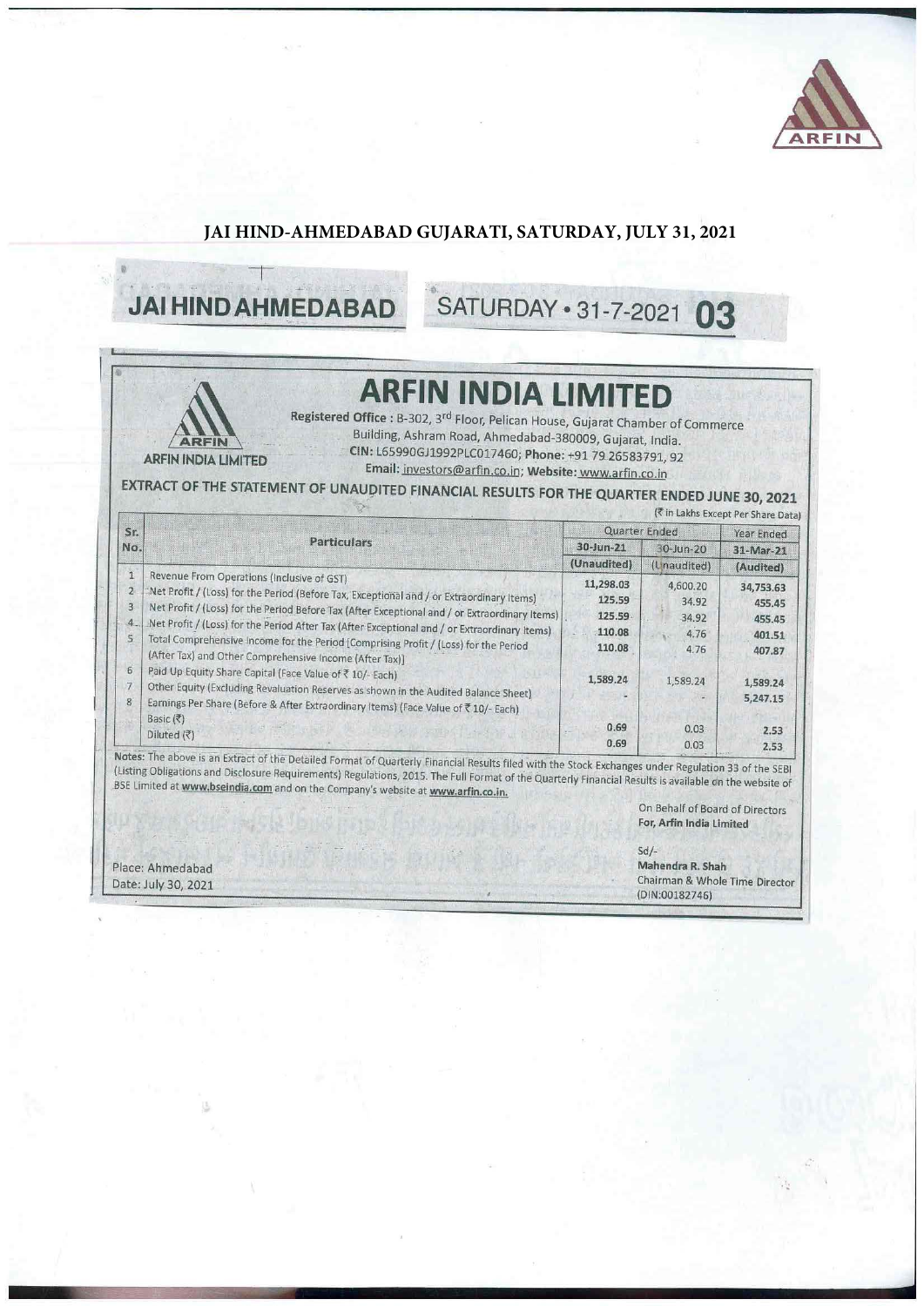JAI HIND-AHMEDABAD GUJARATI, SATURDAY, JULY 31, 2021

JAI HIND AHMEDABAD SATURDAY • 31-7-2021 03

# ARFIN INDIA LIMITED

ARFIN INDIA LIMITED

**Registered Office :** B-302, 3rd Floor, Pelican House, Gujarat Chamber of Commerce Building, Ashram Road, Ahmedabad-380009, Gujarat, India.
**CIN:** L65990GJ1992PLC017460; **Phone:** +91 79 26583791, 92
**Email:** investors@arfin.co.in; **Website:** www.arfin.co.in

## EXTRACT OF THE STATEMENT OF UNAUDITED FINANCIAL RESULTS FOR THE QUARTER ENDED JUNE 30, 2021

(₹ in Lakhs Except Per Share Data)

| Sr. No. | Particulars | Quarter Ended | | Year Ended |
|---|---|---|---|---|
| | | 30-Jun-21 | 30-Jun-20 | 31-Mar-21 |
| | | (Unaudited) | (Unaudited) | (Audited) |
| 1 | Revenue From Operations (Inclusive of GST) | 11,298.03 | 4,600.20 | 34,753.63 |
| 2 | Net Profit / (Loss) for the Period (Before Tax, Exceptional and / or Extraordinary Items) | 125.59 | 34.92 | 455.45 |
| 3 | Net Profit / (Loss) for the Period Before Tax (After Exceptional and / or Extraordinary Items) | 125.59 | 34.92 | 455.45 |
| 4 | Net Profit / (Loss) for the Period After Tax (After Exceptional and / or Extraordinary Items) | 110.08 | 4.76 | 401.51 |
| 5 | Total Comprehensive Income for the Period [Comprising Profit / (Loss) for the Period (After Tax) and Other Comprehensive Income (After Tax)] | 110.08 | 4.76 | 407.87 |
| 6 | Paid Up Equity Share Capital (Face Value of ₹ 10/- Each) | 1,589.24 | 1,589.24 | 1,589.24 |
| 7 | Other Equity (Excluding Revaluation Reserves as shown in the Audited Balance Sheet) | - | - | 5,247.15 |
| 8 | Earnings Per Share (Before & After Extraordinary Items) (Face Value of ₹ 10/- Each) | | | |
| | Basic (₹) | 0.69 | 0.03 | 2.53 |
| | Diluted (₹) | 0.69 | 0.03 | 2.53 |

**Notes:** The above is an Extract of the Detailed Format of Quarterly Financial Results filed with the Stock Exchanges under Regulation 33 of the SEBI (Listing Obligations and Disclosure Requirements) Regulations, 2015. The Full Format of the Quarterly Financial Results is available on the website of BSE Limited at **www.bseindia.com** and on the Company's website at **www.arfin.co.in.**

On Behalf of Board of Directors
**For, Arfin India Limited**

Sd/-
**Mahendra R. Shah**
Chairman & Whole Time Director
(DIN:00182746)

Place: Ahmedabad
Date: July 30, 2021